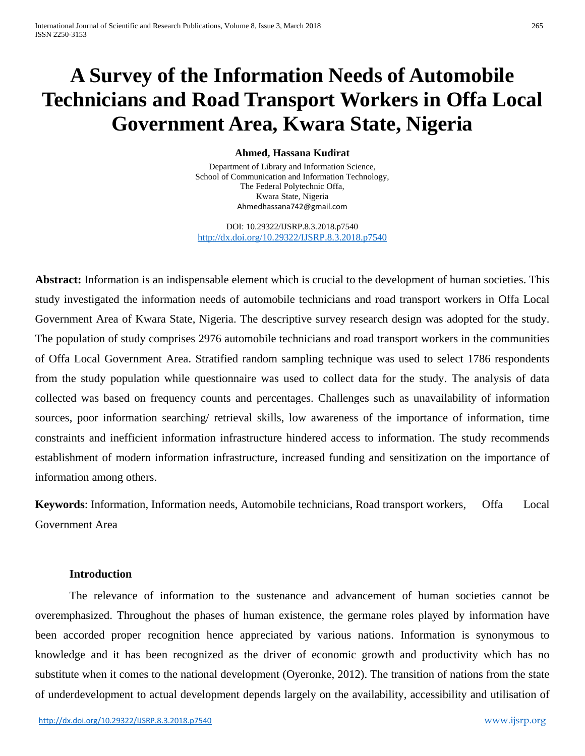# A Survey of the Information Needs of Automobile Technicians and Road Transport Workers in Offa Local Government Area, Kwara State, Nigeria

**Ahmed, Hassana Kudirat**

Department of Library and Information Science,
School of Communication and Information Technology,
The Federal Polytechnic Offa,
Kwara State, Nigeria
Ahmedhassana742@gmail.com

DOI: 10.29322/IJSRP.8.3.2018.p7540
http://dx.doi.org/10.29322/IJSRP.8.3.2018.p7540

**Abstract:** Information is an indispensable element which is crucial to the development of human societies. This study investigated the information needs of automobile technicians and road transport workers in Offa Local Government Area of Kwara State, Nigeria. The descriptive survey research design was adopted for the study. The population of study comprises 2976 automobile technicians and road transport workers in the communities of Offa Local Government Area. Stratified random sampling technique was used to select 1786 respondents from the study population while questionnaire was used to collect data for the study. The analysis of data collected was based on frequency counts and percentages. Challenges such as unavailability of information sources, poor information searching/ retrieval skills, low awareness of the importance of information, time constraints and inefficient information infrastructure hindered access to information. The study recommends establishment of modern information infrastructure, increased funding and sensitization on the importance of information among others.

**Keywords**: Information, Information needs, Automobile technicians, Road transport workers, Offa Local Government Area

## Introduction

The relevance of information to the sustenance and advancement of human societies cannot be overemphasized. Throughout the phases of human existence, the germane roles played by information have been accorded proper recognition hence appreciated by various nations. Information is synonymous to knowledge and it has been recognized as the driver of economic growth and productivity which has no substitute when it comes to the national development (Oyeronke, 2012). The transition of nations from the state of underdevelopment to actual development depends largely on the availability, accessibility and utilisation of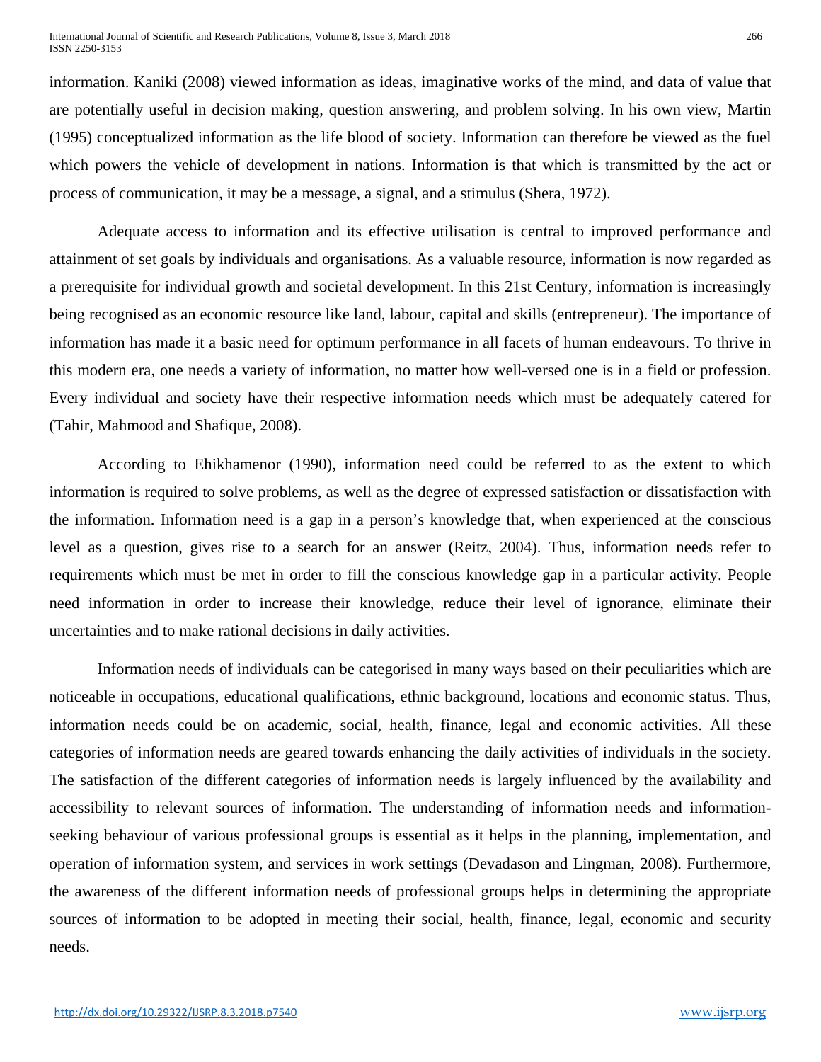information. Kaniki (2008) viewed information as ideas, imaginative works of the mind, and data of value that are potentially useful in decision making, question answering, and problem solving. In his own view, Martin (1995) conceptualized information as the life blood of society. Information can therefore be viewed as the fuel which powers the vehicle of development in nations. Information is that which is transmitted by the act or process of communication, it may be a message, a signal, and a stimulus (Shera, 1972).

Adequate access to information and its effective utilisation is central to improved performance and attainment of set goals by individuals and organisations. As a valuable resource, information is now regarded as a prerequisite for individual growth and societal development. In this 21st Century, information is increasingly being recognised as an economic resource like land, labour, capital and skills (entrepreneur). The importance of information has made it a basic need for optimum performance in all facets of human endeavours. To thrive in this modern era, one needs a variety of information, no matter how well-versed one is in a field or profession. Every individual and society have their respective information needs which must be adequately catered for (Tahir, Mahmood and Shafique, 2008).

According to Ehikhamenor (1990), information need could be referred to as the extent to which information is required to solve problems, as well as the degree of expressed satisfaction or dissatisfaction with the information. Information need is a gap in a person's knowledge that, when experienced at the conscious level as a question, gives rise to a search for an answer (Reitz, 2004). Thus, information needs refer to requirements which must be met in order to fill the conscious knowledge gap in a particular activity. People need information in order to increase their knowledge, reduce their level of ignorance, eliminate their uncertainties and to make rational decisions in daily activities.

Information needs of individuals can be categorised in many ways based on their peculiarities which are noticeable in occupations, educational qualifications, ethnic background, locations and economic status. Thus, information needs could be on academic, social, health, finance, legal and economic activities. All these categories of information needs are geared towards enhancing the daily activities of individuals in the society. The satisfaction of the different categories of information needs is largely influenced by the availability and accessibility to relevant sources of information. The understanding of information needs and information-seeking behaviour of various professional groups is essential as it helps in the planning, implementation, and operation of information system, and services in work settings (Devadason and Lingman, 2008). Furthermore, the awareness of the different information needs of professional groups helps in determining the appropriate sources of information to be adopted in meeting their social, health, finance, legal, economic and security needs.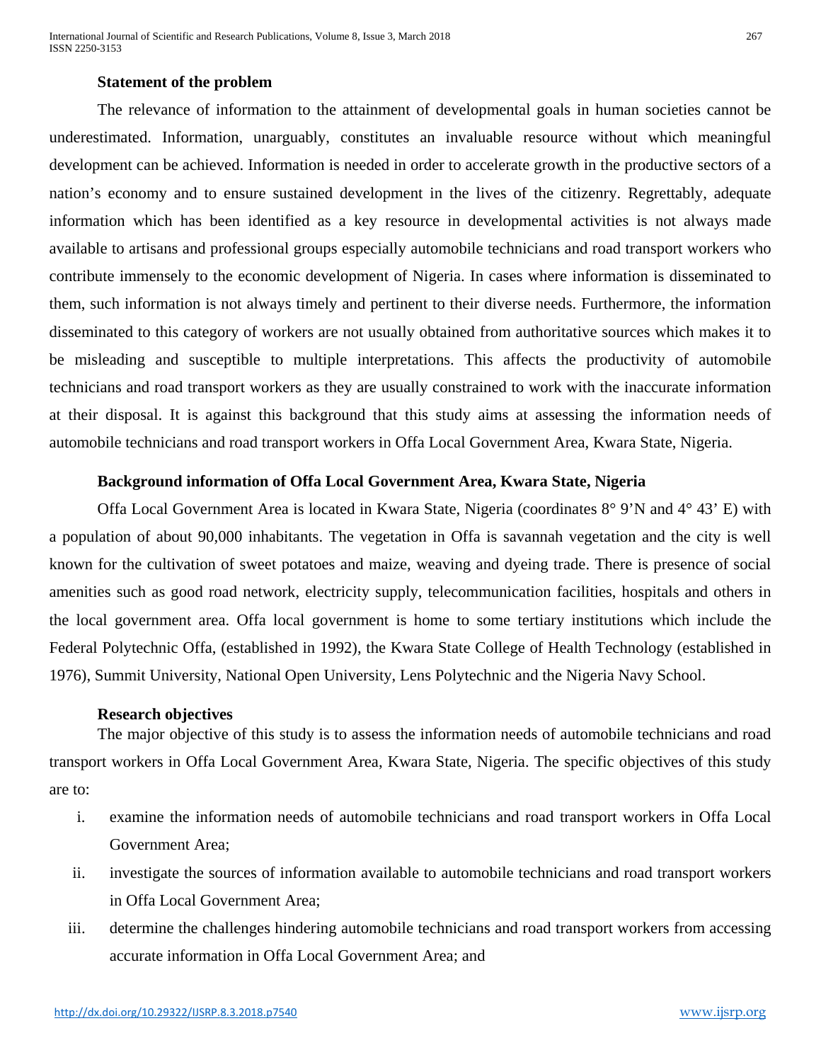### Statement of the problem

The relevance of information to the attainment of developmental goals in human societies cannot be underestimated. Information, unarguably, constitutes an invaluable resource without which meaningful development can be achieved. Information is needed in order to accelerate growth in the productive sectors of a nation's economy and to ensure sustained development in the lives of the citizenry. Regrettably, adequate information which has been identified as a key resource in developmental activities is not always made available to artisans and professional groups especially automobile technicians and road transport workers who contribute immensely to the economic development of Nigeria. In cases where information is disseminated to them, such information is not always timely and pertinent to their diverse needs. Furthermore, the information disseminated to this category of workers are not usually obtained from authoritative sources which makes it to be misleading and susceptible to multiple interpretations. This affects the productivity of automobile technicians and road transport workers as they are usually constrained to work with the inaccurate information at their disposal. It is against this background that this study aims at assessing the information needs of automobile technicians and road transport workers in Offa Local Government Area, Kwara State, Nigeria.

### Background information of Offa Local Government Area, Kwara State, Nigeria

Offa Local Government Area is located in Kwara State, Nigeria (coordinates 8° 9'N and 4° 43' E) with a population of about 90,000 inhabitants. The vegetation in Offa is savannah vegetation and the city is well known for the cultivation of sweet potatoes and maize, weaving and dyeing trade. There is presence of social amenities such as good road network, electricity supply, telecommunication facilities, hospitals and others in the local government area. Offa local government is home to some tertiary institutions which include the Federal Polytechnic Offa, (established in 1992), the Kwara State College of Health Technology (established in 1976), Summit University, National Open University, Lens Polytechnic and the Nigeria Navy School.

### Research objectives

The major objective of this study is to assess the information needs of automobile technicians and road transport workers in Offa Local Government Area, Kwara State, Nigeria. The specific objectives of this study are to:

i. examine the information needs of automobile technicians and road transport workers in Offa Local Government Area;

ii. investigate the sources of information available to automobile technicians and road transport workers in Offa Local Government Area;

iii. determine the challenges hindering automobile technicians and road transport workers from accessing accurate information in Offa Local Government Area; and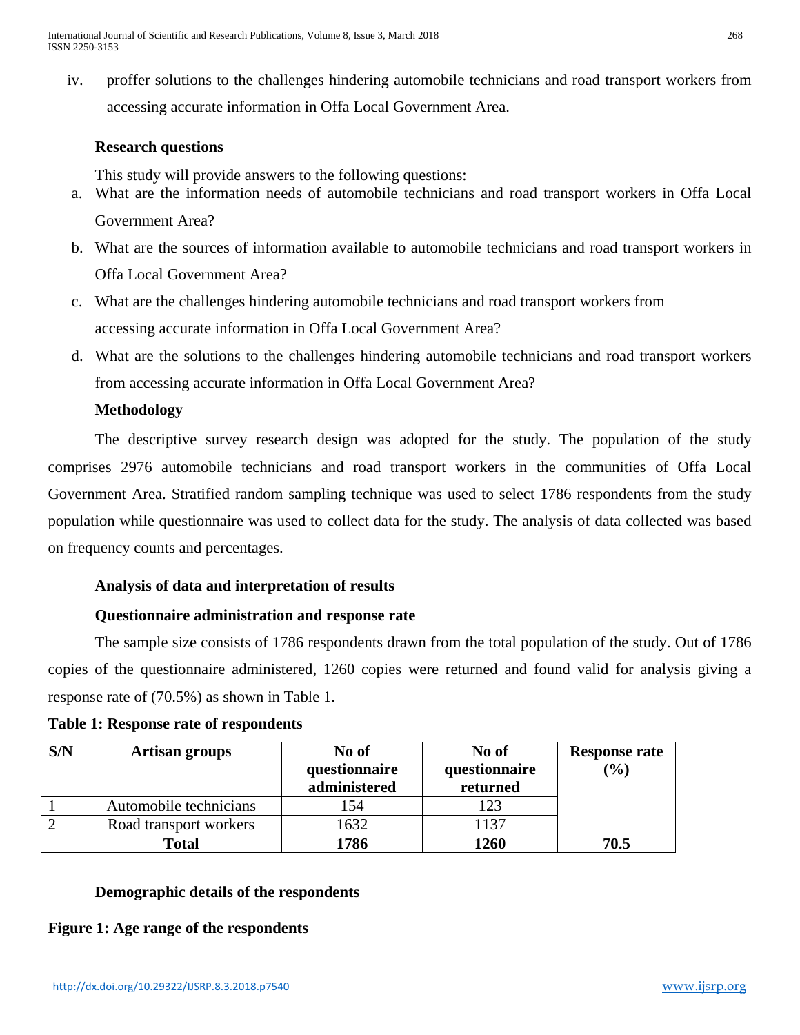iv. proffer solutions to the challenges hindering automobile technicians and road transport workers from accessing accurate information in Offa Local Government Area.

**Research questions**

This study will provide answers to the following questions:

a. What are the information needs of automobile technicians and road transport workers in Offa Local Government Area?

b. What are the sources of information available to automobile technicians and road transport workers in Offa Local Government Area?

c. What are the challenges hindering automobile technicians and road transport workers from accessing accurate information in Offa Local Government Area?

d. What are the solutions to the challenges hindering automobile technicians and road transport workers from accessing accurate information in Offa Local Government Area?

**Methodology**

The descriptive survey research design was adopted for the study. The population of the study comprises 2976 automobile technicians and road transport workers in the communities of Offa Local Government Area. Stratified random sampling technique was used to select 1786 respondents from the study population while questionnaire was used to collect data for the study. The analysis of data collected was based on frequency counts and percentages.

**Analysis of data and interpretation of results**

**Questionnaire administration and response rate**

The sample size consists of 1786 respondents drawn from the total population of the study. Out of 1786 copies of the questionnaire administered, 1260 copies were returned and found valid for analysis giving a response rate of (70.5%) as shown in Table 1.

**Table 1: Response rate of respondents**

| S/N | Artisan groups | No of questionnaire administered | No of questionnaire returned | Response rate (%) |
|---|---|---|---|---|
| 1 | Automobile technicians | 154 | 123 | |
| 2 | Road transport workers | 1632 | 1137 | |
| | **Total** | **1786** | **1260** | **70.5** |

**Demographic details of the respondents**

**Figure 1: Age range of the respondents**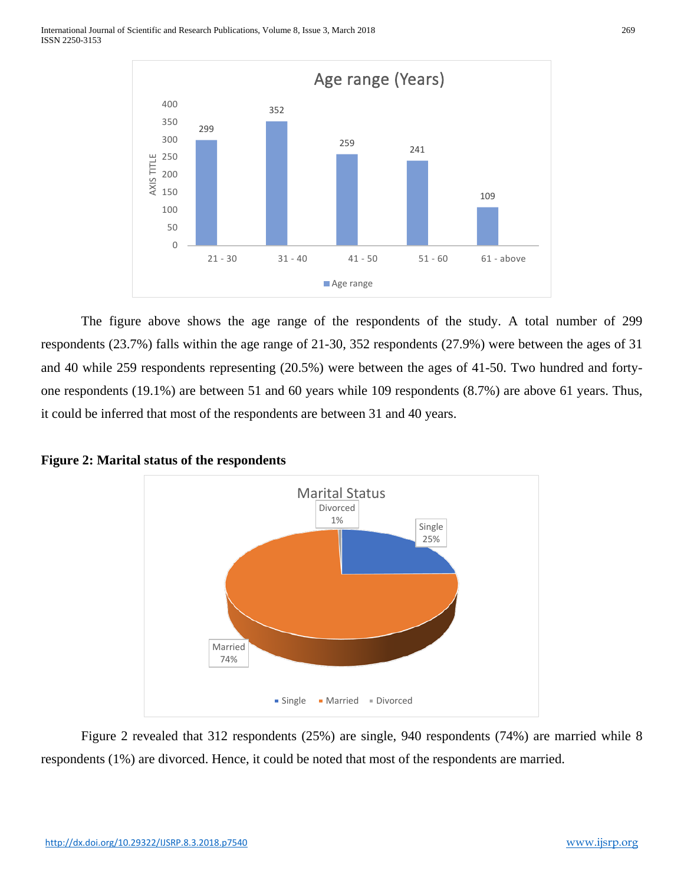The figure above shows the age range of the respondents of the study. A total number of 299 respondents (23.7%) falls within the age range of 21-30, 352 respondents (27.9%) were between the ages of 31 and 40 while 259 respondents representing (20.5%) were between the ages of 41-50. Two hundred and forty-one respondents (19.1%) are between 51 and 60 years while 109 respondents (8.7%) are above 61 years. Thus, it could be inferred that most of the respondents are between 31 and 40 years.

**Figure 2: Marital status of the respondents**

Figure 2 revealed that 312 respondents (25%) are single, 940 respondents (74%) are married while 8 respondents (1%) are divorced. Hence, it could be noted that most of the respondents are married.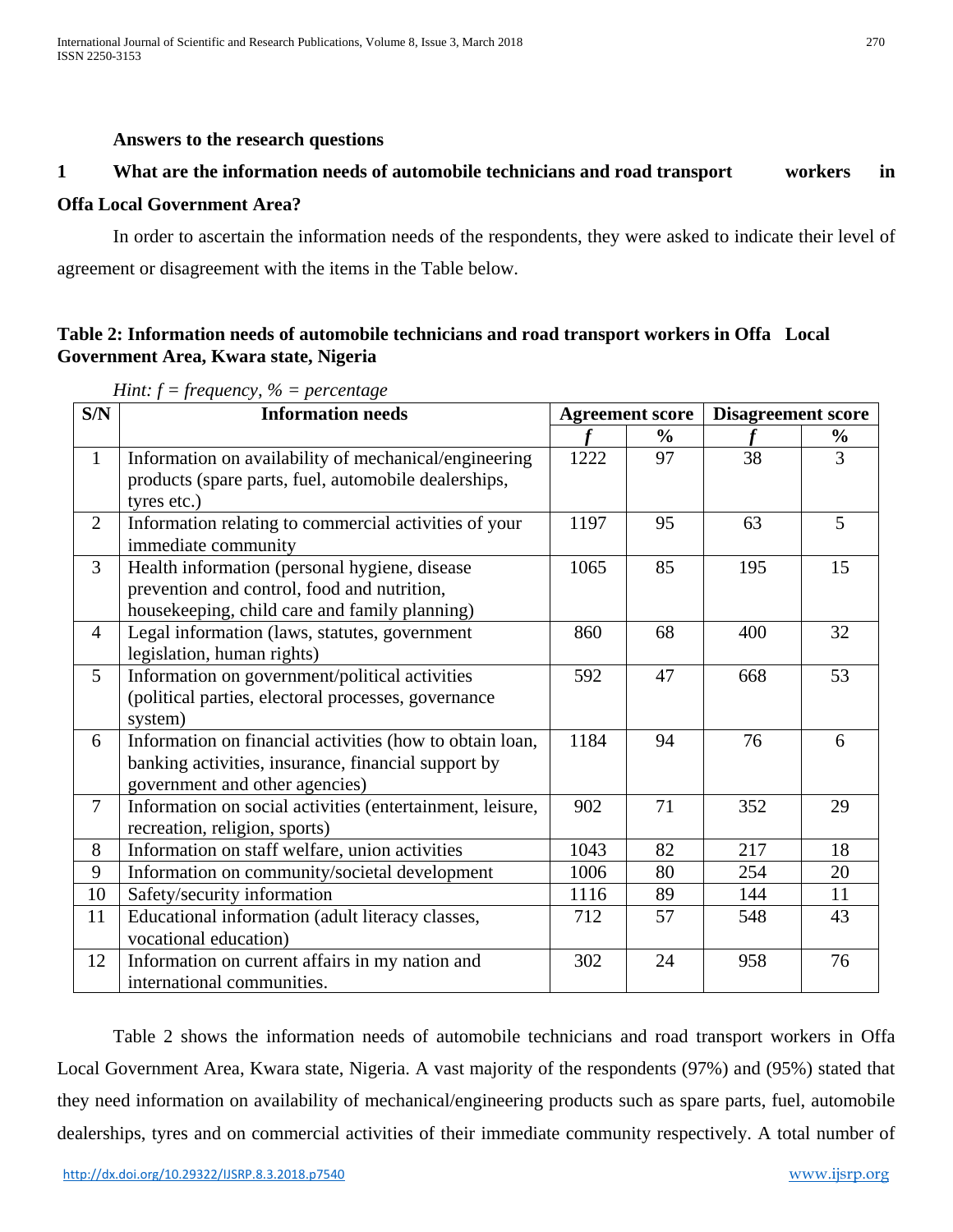**Answers to the research questions**

**1 What are the information needs of automobile technicians and road transport workers in Offa Local Government Area?**

In order to ascertain the information needs of the respondents, they were asked to indicate their level of agreement or disagreement with the items in the Table below.

**Table 2: Information needs of automobile technicians and road transport workers in Offa Local Government Area, Kwara state, Nigeria**

*Hint: f = frequency, % = percentage*

| S/N | Information needs | Agreement score | | Disagreement score | |
|---|---|---|---|---|---|
| | | ***f*** | **%** | ***f*** | **%** |
| 1 | Information on availability of mechanical/engineering products (spare parts, fuel, automobile dealerships, tyres etc.) | 1222 | 97 | 38 | 3 |
| 2 | Information relating to commercial activities of your immediate community | 1197 | 95 | 63 | 5 |
| 3 | Health information (personal hygiene, disease prevention and control, food and nutrition, housekeeping, child care and family planning) | 1065 | 85 | 195 | 15 |
| 4 | Legal information (laws, statutes, government legislation, human rights) | 860 | 68 | 400 | 32 |
| 5 | Information on government/political activities (political parties, electoral processes, governance system) | 592 | 47 | 668 | 53 |
| 6 | Information on financial activities (how to obtain loan, banking activities, insurance, financial support by government and other agencies) | 1184 | 94 | 76 | 6 |
| 7 | Information on social activities (entertainment, leisure, recreation, religion, sports) | 902 | 71 | 352 | 29 |
| 8 | Information on staff welfare, union activities | 1043 | 82 | 217 | 18 |
| 9 | Information on community/societal development | 1006 | 80 | 254 | 20 |
| 10 | Safety/security information | 1116 | 89 | 144 | 11 |
| 11 | Educational information (adult literacy classes, vocational education) | 712 | 57 | 548 | 43 |
| 12 | Information on current affairs in my nation and international communities. | 302 | 24 | 958 | 76 |

Table 2 shows the information needs of automobile technicians and road transport workers in Offa Local Government Area, Kwara state, Nigeria. A vast majority of the respondents (97%) and (95%) stated that they need information on availability of mechanical/engineering products such as spare parts, fuel, automobile dealerships, tyres and on commercial activities of their immediate community respectively. A total number of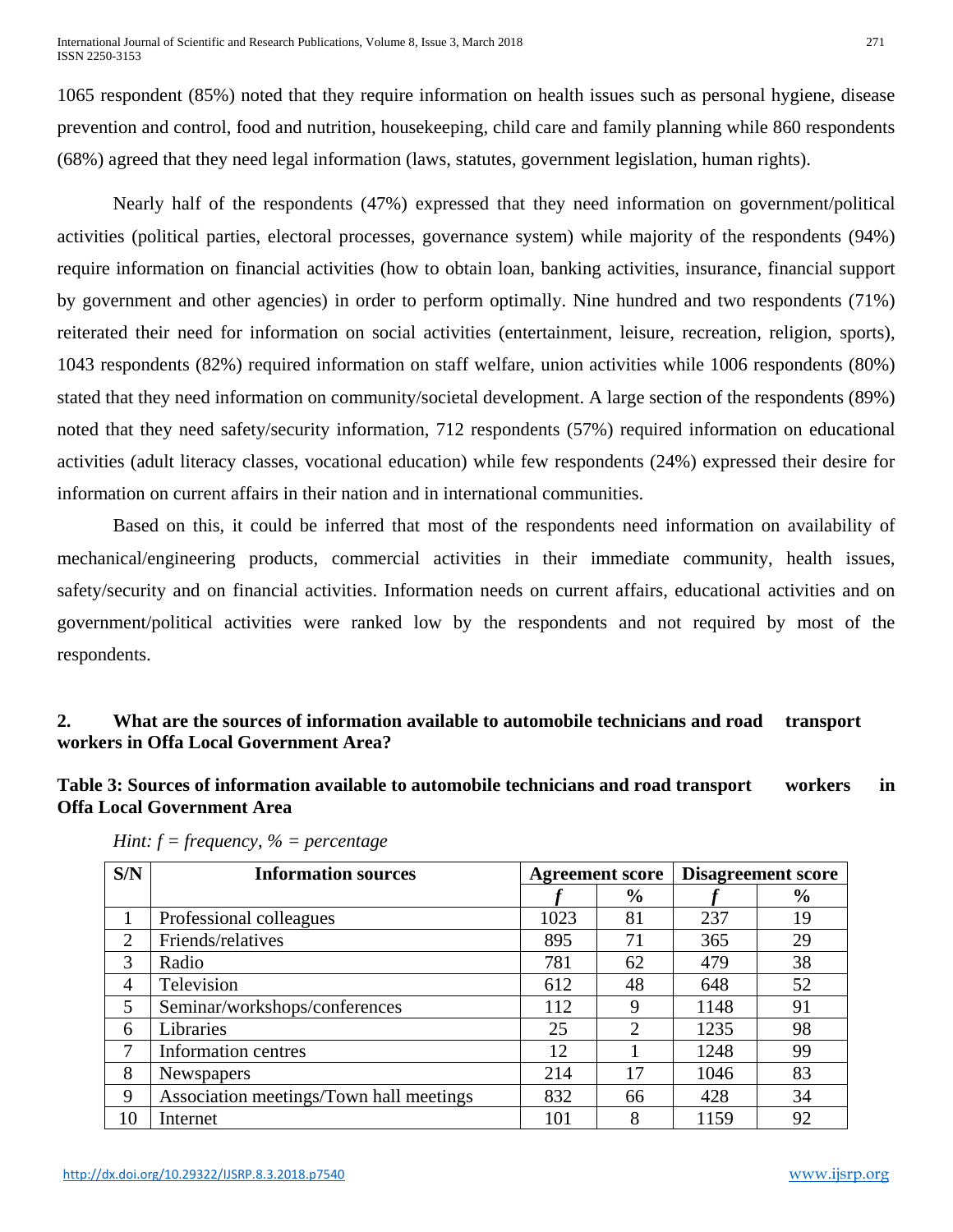1065 respondent (85%) noted that they require information on health issues such as personal hygiene, disease prevention and control, food and nutrition, housekeeping, child care and family planning while 860 respondents (68%) agreed that they need legal information (laws, statutes, government legislation, human rights).

Nearly half of the respondents (47%) expressed that they need information on government/political activities (political parties, electoral processes, governance system) while majority of the respondents (94%) require information on financial activities (how to obtain loan, banking activities, insurance, financial support by government and other agencies) in order to perform optimally. Nine hundred and two respondents (71%) reiterated their need for information on social activities (entertainment, leisure, recreation, religion, sports), 1043 respondents (82%) required information on staff welfare, union activities while 1006 respondents (80%) stated that they need information on community/societal development. A large section of the respondents (89%) noted that they need safety/security information, 712 respondents (57%) required information on educational activities (adult literacy classes, vocational education) while few respondents (24%) expressed their desire for information on current affairs in their nation and in international communities.

Based on this, it could be inferred that most of the respondents need information on availability of mechanical/engineering products, commercial activities in their immediate community, health issues, safety/security and on financial activities. Information needs on current affairs, educational activities and on government/political activities were ranked low by the respondents and not required by most of the respondents.

**2. What are the sources of information available to automobile technicians and road transport workers in Offa Local Government Area?**

**Table 3: Sources of information available to automobile technicians and road transport workers in Offa Local Government Area**

*Hint: f = frequency, % = percentage*

| S/N | Information sources | Agreement score | | Disagreement score | |
|---|---|---|---|---|---|
| | | *f* | % | *f* | % |
| 1 | Professional colleagues | 1023 | 81 | 237 | 19 |
| 2 | Friends/relatives | 895 | 71 | 365 | 29 |
| 3 | Radio | 781 | 62 | 479 | 38 |
| 4 | Television | 612 | 48 | 648 | 52 |
| 5 | Seminar/workshops/conferences | 112 | 9 | 1148 | 91 |
| 6 | Libraries | 25 | 2 | 1235 | 98 |
| 7 | Information centres | 12 | 1 | 1248 | 99 |
| 8 | Newspapers | 214 | 17 | 1046 | 83 |
| 9 | Association meetings/Town hall meetings | 832 | 66 | 428 | 34 |
| 10 | Internet | 101 | 8 | 1159 | 92 |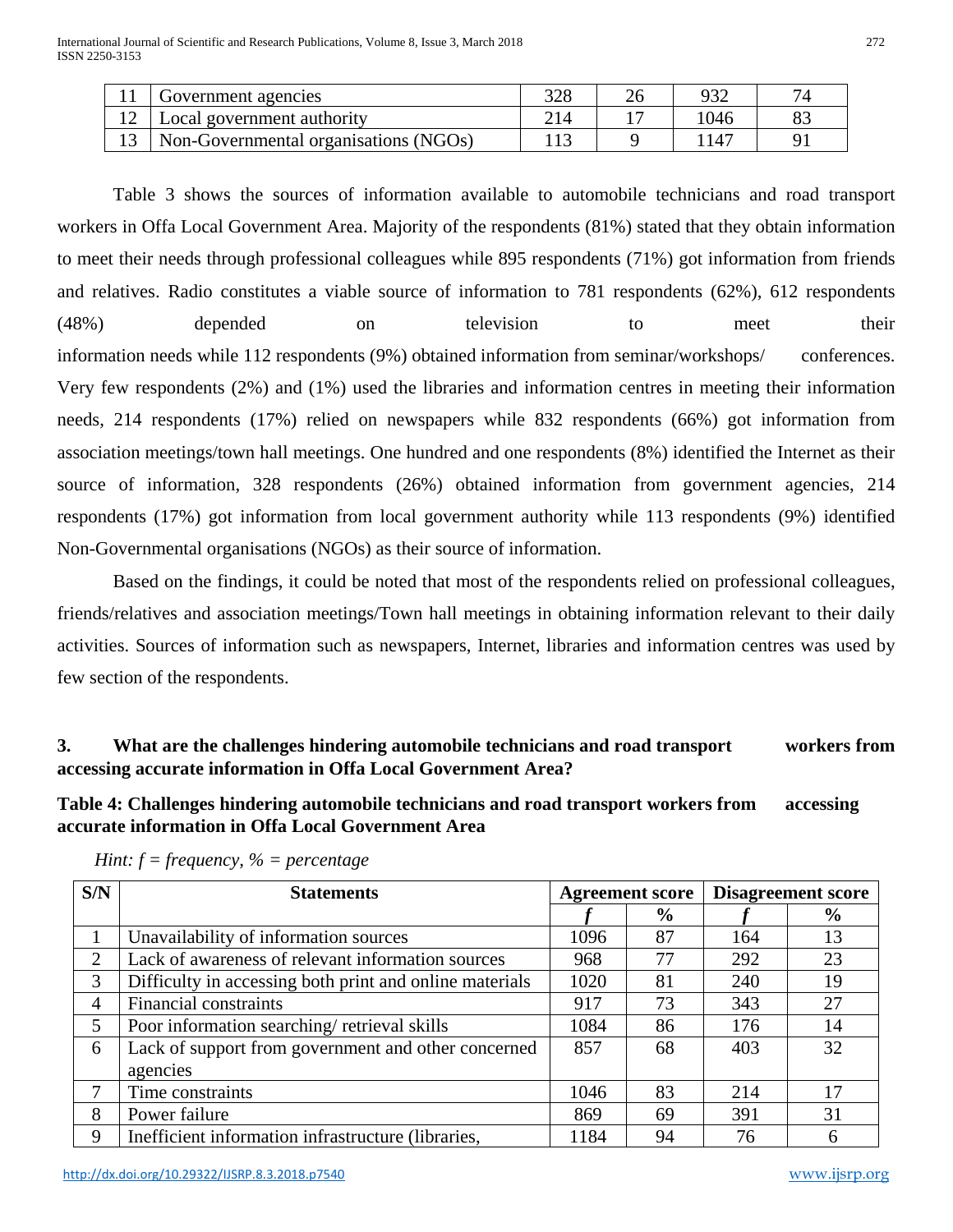| 11 | Government agencies | 328 | 26 | 932 | 74 |
|---|---|---|---|---|---|
| 12 | Local government authority | 214 | 17 | 1046 | 83 |
| 13 | Non-Governmental organisations (NGOs) | 113 | 9 | 1147 | 91 |

Table 3 shows the sources of information available to automobile technicians and road transport workers in Offa Local Government Area. Majority of the respondents (81%) stated that they obtain information to meet their needs through professional colleagues while 895 respondents (71%) got information from friends and relatives. Radio constitutes a viable source of information to 781 respondents (62%), 612 respondents (48%) depended on television to meet their information needs while 112 respondents (9%) obtained information from seminar/workshops/ conferences. Very few respondents (2%) and (1%) used the libraries and information centres in meeting their information needs, 214 respondents (17%) relied on newspapers while 832 respondents (66%) got information from association meetings/town hall meetings. One hundred and one respondents (8%) identified the Internet as their source of information, 328 respondents (26%) obtained information from government agencies, 214 respondents (17%) got information from local government authority while 113 respondents (9%) identified Non-Governmental organisations (NGOs) as their source of information.

Based on the findings, it could be noted that most of the respondents relied on professional colleagues, friends/relatives and association meetings/Town hall meetings in obtaining information relevant to their daily activities. Sources of information such as newspapers, Internet, libraries and information centres was used by few section of the respondents.

**3. What are the challenges hindering automobile technicians and road transport workers from accessing accurate information in Offa Local Government Area?**

**Table 4: Challenges hindering automobile technicians and road transport workers from accessing accurate information in Offa Local Government Area**

*Hint: f = frequency, % = percentage*

| S/N | Statements | Agreement score | | Disagreement score | |
|---|---|---|---|---|---|
| | | *f* | % | *f* | % |
| 1 | Unavailability of information sources | 1096 | 87 | 164 | 13 |
| 2 | Lack of awareness of relevant information sources | 968 | 77 | 292 | 23 |
| 3 | Difficulty in accessing both print and online materials | 1020 | 81 | 240 | 19 |
| 4 | Financial constraints | 917 | 73 | 343 | 27 |
| 5 | Poor information searching/ retrieval skills | 1084 | 86 | 176 | 14 |
| 6 | Lack of support from government and other concerned agencies | 857 | 68 | 403 | 32 |
| 7 | Time constraints | 1046 | 83 | 214 | 17 |
| 8 | Power failure | 869 | 69 | 391 | 31 |
| 9 | Inefficient information infrastructure (libraries, | 1184 | 94 | 76 | 6 |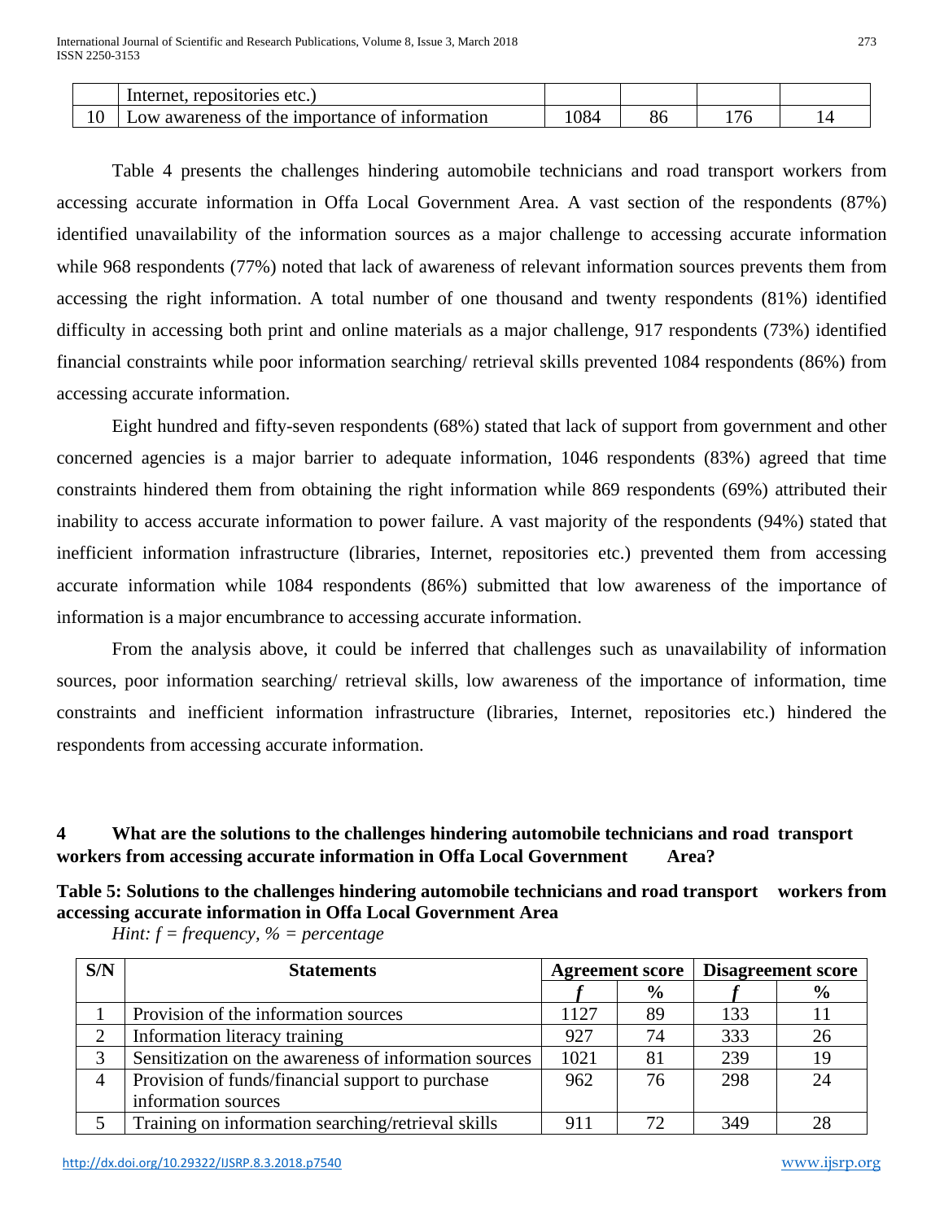| | Internet, repositories etc.) | | | | |
|---|---|---|---|---|---|
| 10 | Low awareness of the importance of information | 1084 | 86 | 176 | 14 |

Table 4 presents the challenges hindering automobile technicians and road transport workers from accessing accurate information in Offa Local Government Area. A vast section of the respondents (87%) identified unavailability of the information sources as a major challenge to accessing accurate information while 968 respondents (77%) noted that lack of awareness of relevant information sources prevents them from accessing the right information. A total number of one thousand and twenty respondents (81%) identified difficulty in accessing both print and online materials as a major challenge, 917 respondents (73%) identified financial constraints while poor information searching/ retrieval skills prevented 1084 respondents (86%) from accessing accurate information.

Eight hundred and fifty-seven respondents (68%) stated that lack of support from government and other concerned agencies is a major barrier to adequate information, 1046 respondents (83%) agreed that time constraints hindered them from obtaining the right information while 869 respondents (69%) attributed their inability to access accurate information to power failure. A vast majority of the respondents (94%) stated that inefficient information infrastructure (libraries, Internet, repositories etc.) prevented them from accessing accurate information while 1084 respondents (86%) submitted that low awareness of the importance of information is a major encumbrance to accessing accurate information.

From the analysis above, it could be inferred that challenges such as unavailability of information sources, poor information searching/ retrieval skills, low awareness of the importance of information, time constraints and inefficient information infrastructure (libraries, Internet, repositories etc.) hindered the respondents from accessing accurate information.

**4 What are the solutions to the challenges hindering automobile technicians and road transport workers from accessing accurate information in Offa Local Government Area?**

**Table 5: Solutions to the challenges hindering automobile technicians and road transport workers from accessing accurate information in Offa Local Government Area**

*Hint: f = frequency, % = percentage*

| S/N | Statements | Agreement score | | Disagreement score | |
|---|---|---|---|---|---|
| | | *f* | % | *f* | % |
| 1 | Provision of the information sources | 1127 | 89 | 133 | 11 |
| 2 | Information literacy training | 927 | 74 | 333 | 26 |
| 3 | Sensitization on the awareness of information sources | 1021 | 81 | 239 | 19 |
| 4 | Provision of funds/financial support to purchase information sources | 962 | 76 | 298 | 24 |
| 5 | Training on information searching/retrieval skills | 911 | 72 | 349 | 28 |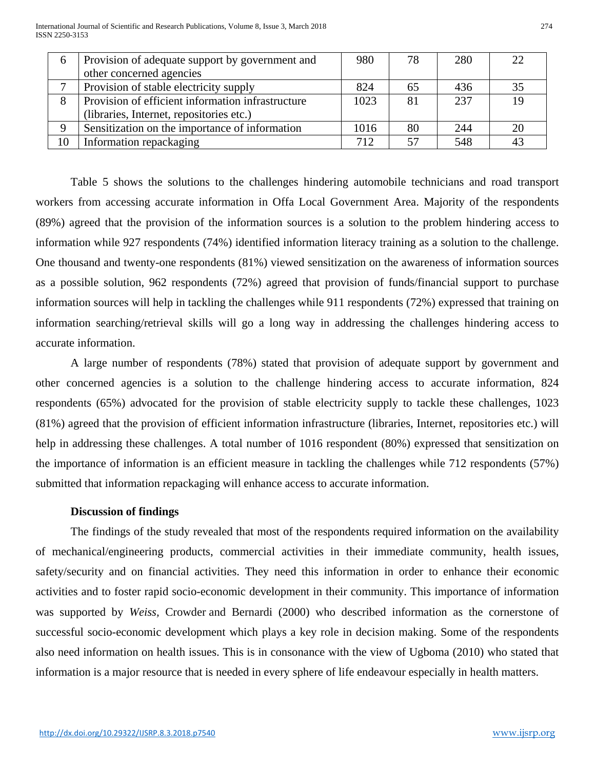| 6 | Provision of adequate support by government and other concerned agencies | 980 | 78 | 280 | 22 |
|---|---|---|---|---|---|
| 7 | Provision of stable electricity supply | 824 | 65 | 436 | 35 |
| 8 | Provision of efficient information infrastructure (libraries, Internet, repositories etc.) | 1023 | 81 | 237 | 19 |
| 9 | Sensitization on the importance of information | 1016 | 80 | 244 | 20 |
| 10 | Information repackaging | 712 | 57 | 548 | 43 |

Table 5 shows the solutions to the challenges hindering automobile technicians and road transport workers from accessing accurate information in Offa Local Government Area. Majority of the respondents (89%) agreed that the provision of the information sources is a solution to the problem hindering access to information while 927 respondents (74%) identified information literacy training as a solution to the challenge. One thousand and twenty-one respondents (81%) viewed sensitization on the awareness of information sources as a possible solution, 962 respondents (72%) agreed that provision of funds/financial support to purchase information sources will help in tackling the challenges while 911 respondents (72%) expressed that training on information searching/retrieval skills will go a long way in addressing the challenges hindering access to accurate information.

A large number of respondents (78%) stated that provision of adequate support by government and other concerned agencies is a solution to the challenge hindering access to accurate information, 824 respondents (65%) advocated for the provision of stable electricity supply to tackle these challenges, 1023 (81%) agreed that the provision of efficient information infrastructure (libraries, Internet, repositories etc.) will help in addressing these challenges. A total number of 1016 respondent (80%) expressed that sensitization on the importance of information is an efficient measure in tackling the challenges while 712 respondents (57%) submitted that information repackaging will enhance access to accurate information.

**Discussion of findings**

The findings of the study revealed that most of the respondents required information on the availability of mechanical/engineering products, commercial activities in their immediate community, health issues, safety/security and on financial activities. They need this information in order to enhance their economic activities and to foster rapid socio-economic development in their community. This importance of information was supported by *Weiss*, Crowder and Bernardi (2000) who described information as the cornerstone of successful socio-economic development which plays a key role in decision making. Some of the respondents also need information on health issues. This is in consonance with the view of Ugboma (2010) who stated that information is a major resource that is needed in every sphere of life endeavour especially in health matters.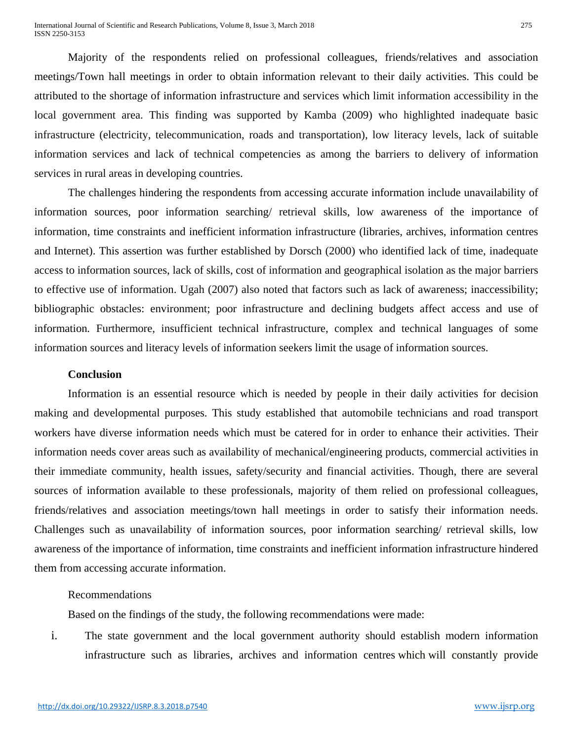Majority of the respondents relied on professional colleagues, friends/relatives and association meetings/Town hall meetings in order to obtain information relevant to their daily activities. This could be attributed to the shortage of information infrastructure and services which limit information accessibility in the local government area. This finding was supported by Kamba (2009) who highlighted inadequate basic infrastructure (electricity, telecommunication, roads and transportation), low literacy levels, lack of suitable information services and lack of technical competencies as among the barriers to delivery of information services in rural areas in developing countries.

The challenges hindering the respondents from accessing accurate information include unavailability of information sources, poor information searching/ retrieval skills, low awareness of the importance of information, time constraints and inefficient information infrastructure (libraries, archives, information centres and Internet). This assertion was further established by Dorsch (2000) who identified lack of time, inadequate access to information sources, lack of skills, cost of information and geographical isolation as the major barriers to effective use of information. Ugah (2007) also noted that factors such as lack of awareness; inaccessibility; bibliographic obstacles: environment; poor infrastructure and declining budgets affect access and use of information. Furthermore, insufficient technical infrastructure, complex and technical languages of some information sources and literacy levels of information seekers limit the usage of information sources.

**Conclusion**

Information is an essential resource which is needed by people in their daily activities for decision making and developmental purposes. This study established that automobile technicians and road transport workers have diverse information needs which must be catered for in order to enhance their activities. Their information needs cover areas such as availability of mechanical/engineering products, commercial activities in their immediate community, health issues, safety/security and financial activities. Though, there are several sources of information available to these professionals, majority of them relied on professional colleagues, friends/relatives and association meetings/town hall meetings in order to satisfy their information needs. Challenges such as unavailability of information sources, poor information searching/ retrieval skills, low awareness of the importance of information, time constraints and inefficient information infrastructure hindered them from accessing accurate information.

Recommendations

Based on the findings of the study, the following recommendations were made:

i. The state government and the local government authority should establish modern information infrastructure such as libraries, archives and information centres which will constantly provide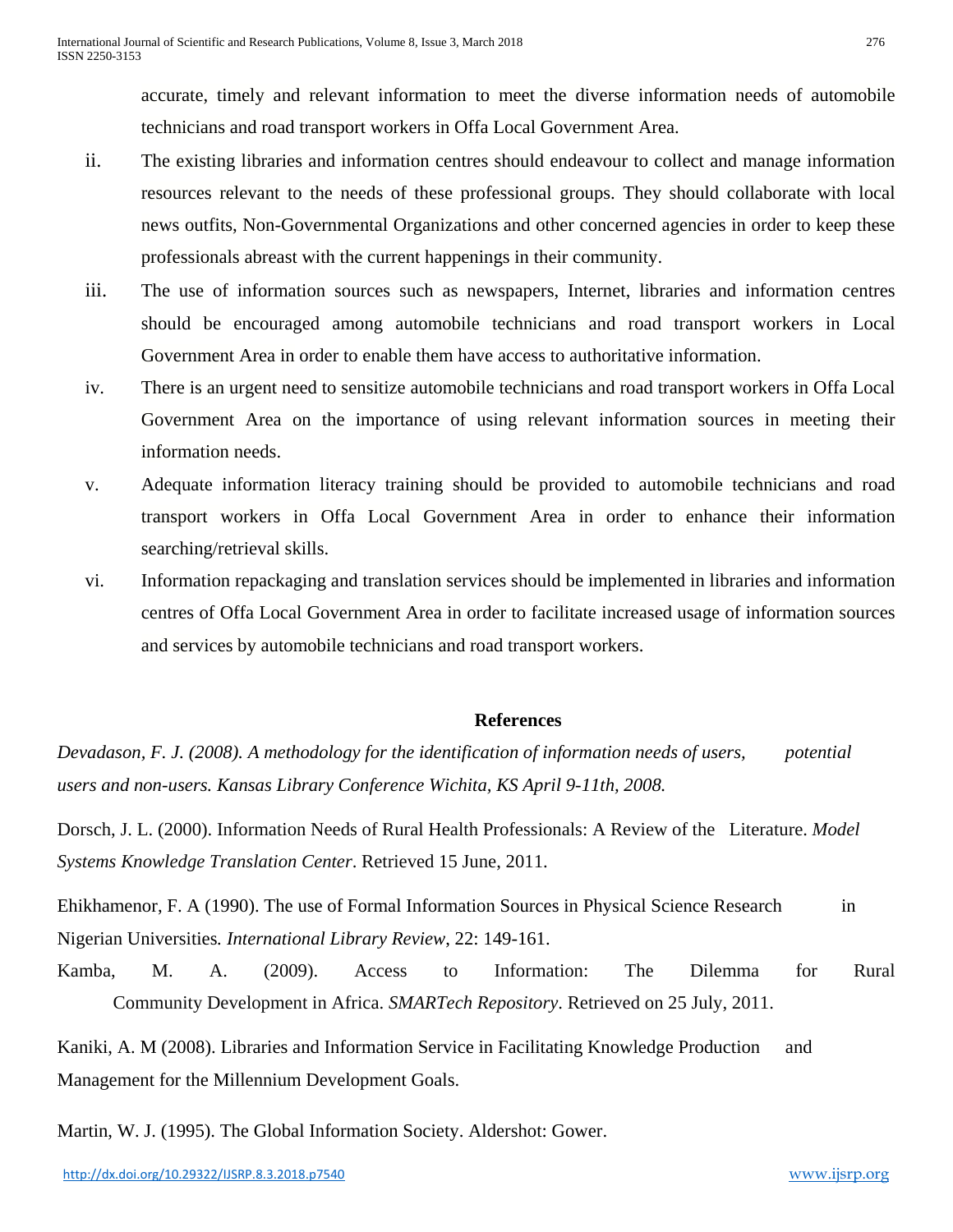accurate, timely and relevant information to meet the diverse information needs of automobile technicians and road transport workers in Offa Local Government Area.

ii. The existing libraries and information centres should endeavour to collect and manage information resources relevant to the needs of these professional groups. They should collaborate with local news outfits, Non-Governmental Organizations and other concerned agencies in order to keep these professionals abreast with the current happenings in their community.

iii. The use of information sources such as newspapers, Internet, libraries and information centres should be encouraged among automobile technicians and road transport workers in Local Government Area in order to enable them have access to authoritative information.

iv. There is an urgent need to sensitize automobile technicians and road transport workers in Offa Local Government Area on the importance of using relevant information sources in meeting their information needs.

v. Adequate information literacy training should be provided to automobile technicians and road transport workers in Offa Local Government Area in order to enhance their information searching/retrieval skills.

vi. Information repackaging and translation services should be implemented in libraries and information centres of Offa Local Government Area in order to facilitate increased usage of information sources and services by automobile technicians and road transport workers.

## References

*Devadason, F. J. (2008). A methodology for the identification of information needs of users, potential users and non-users. Kansas Library Conference Wichita, KS April 9-11th, 2008.*

Dorsch, J. L. (2000). Information Needs of Rural Health Professionals: A Review of the Literature. *Model Systems Knowledge Translation Center*. Retrieved 15 June, 2011.

Ehikhamenor, F. A (1990). The use of Formal Information Sources in Physical Science Research in Nigerian Universities*. International Library Review*, 22: 149-161.

Kamba, M. A. (2009). Access to Information: The Dilemma for Rural Community Development in Africa. *SMARTech Repository*. Retrieved on 25 July, 2011.

Kaniki, A. M (2008). Libraries and Information Service in Facilitating Knowledge Production and Management for the Millennium Development Goals.

Martin, W. J. (1995). The Global Information Society. Aldershot: Gower.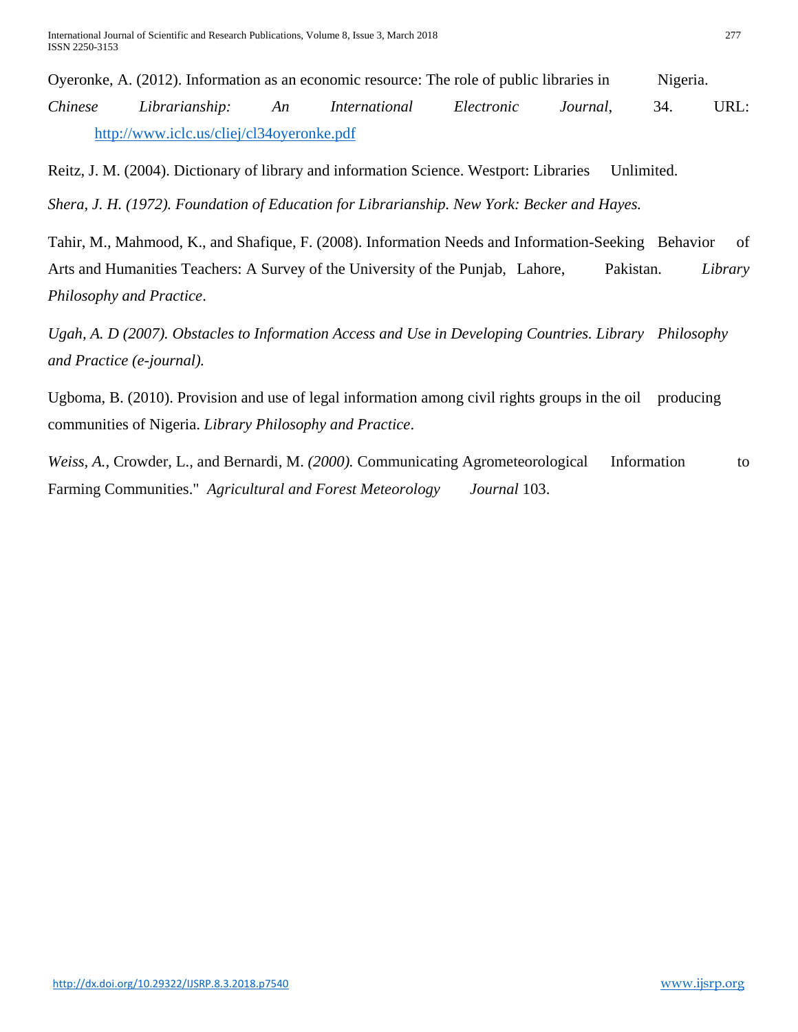Oyeronke, A. (2012). Information as an economic resource: The role of public libraries in Nigeria. *Chinese Librarianship: An International Electronic Journal*, 34. URL: http://www.iclc.us/cliej/cl34oyeronke.pdf

Reitz, J. M. (2004). Dictionary of library and information Science. Westport: Libraries Unlimited.

*Shera, J. H. (1972). Foundation of Education for Librarianship. New York: Becker and Hayes.*

Tahir, M., Mahmood, K., and Shafique, F. (2008). Information Needs and Information-Seeking Behavior of Arts and Humanities Teachers: A Survey of the University of the Punjab, Lahore, Pakistan. *Library Philosophy and Practice*.

*Ugah, A. D (2007). Obstacles to Information Access and Use in Developing Countries. Library Philosophy and Practice (e-journal).*

Ugboma, B. (2010). Provision and use of legal information among civil rights groups in the oil producing communities of Nigeria. *Library Philosophy and Practice*.

*Weiss, A.,* Crowder, L., and Bernardi, M. *(2000).* Communicating Agrometeorological Information to Farming Communities." *Agricultural and Forest Meteorology Journal* 103.